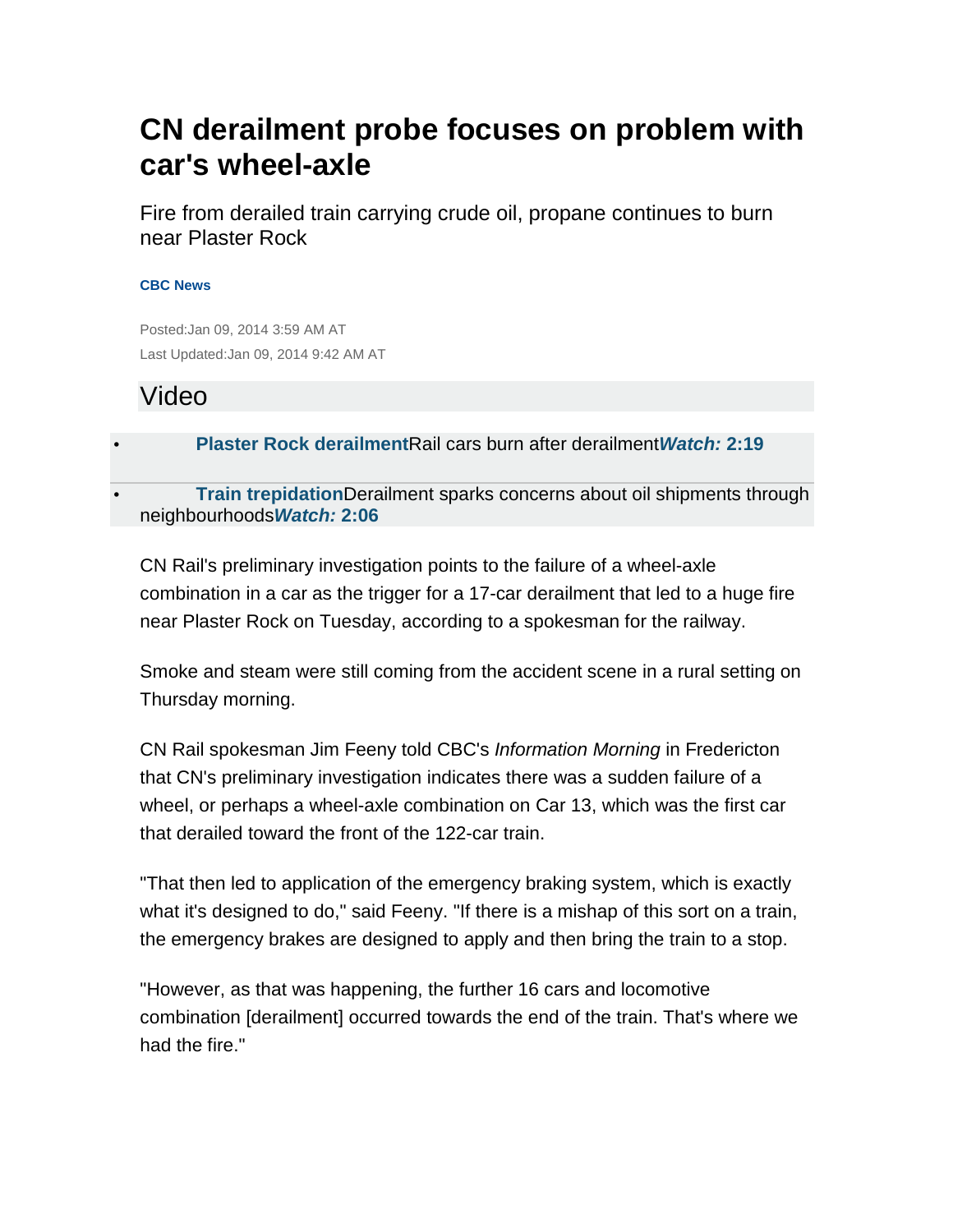# CN derailment probe focuses on problem with car's wheel-axle

Fire from derailed train carrying crude oil, propane continues to burn near Plaster Rock

**CBC News**

Posted:Jan 09, 2014 3:59 AM AT

Last Updated:Jan 09, 2014 9:42 AM AT

## Video

- **Plaster Rock derailment**Rail cars burn after derailment***Watch:*** **2:19**
- **Train trepidation**Derailment sparks concerns about oil shipments through neighbourhoods***Watch:*** **2:06**

CN Rail's preliminary investigation points to the failure of a wheel-axle combination in a car as the trigger for a 17-car derailment that led to a huge fire near Plaster Rock on Tuesday, according to a spokesman for the railway.

Smoke and steam were still coming from the accident scene in a rural setting on Thursday morning.

CN Rail spokesman Jim Feeny told CBC's *Information Morning* in Fredericton that CN's preliminary investigation indicates there was a sudden failure of a wheel, or perhaps a wheel-axle combination on Car 13, which was the first car that derailed toward the front of the 122-car train.

"That then led to application of the emergency braking system, which is exactly what it's designed to do," said Feeny. "If there is a mishap of this sort on a train, the emergency brakes are designed to apply and then bring the train to a stop.

"However, as that was happening, the further 16 cars and locomotive combination [derailment] occurred towards the end of the train. That's where we had the fire."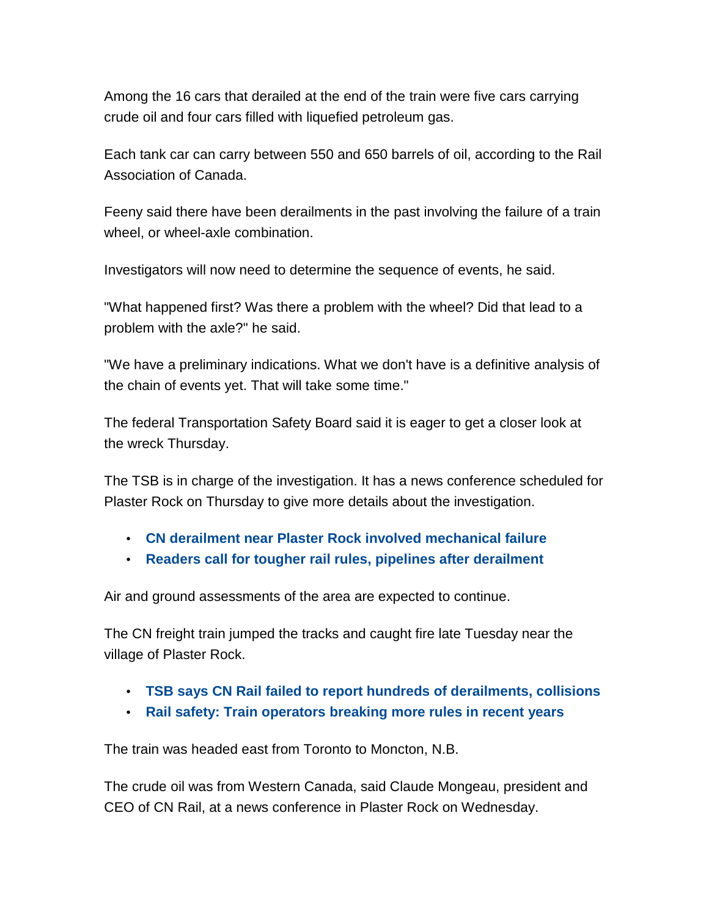Among the 16 cars that derailed at the end of the train were five cars carrying crude oil and four cars filled with liquefied petroleum gas.

Each tank car can carry between 550 and 650 barrels of oil, according to the Rail Association of Canada.

Feeny said there have been derailments in the past involving the failure of a train wheel, or wheel-axle combination.

Investigators will now need to determine the sequence of events, he said.

"What happened first? Was there a problem with the wheel? Did that lead to a problem with the axle?" he said.

"We have a preliminary indications. What we don't have is a definitive analysis of the chain of events yet. That will take some time."

The federal Transportation Safety Board said it is eager to get a closer look at the wreck Thursday.

The TSB is in charge of the investigation. It has a news conference scheduled for Plaster Rock on Thursday to give more details about the investigation.

- **CN derailment near Plaster Rock involved mechanical failure**
- **Readers call for tougher rail rules, pipelines after derailment**

Air and ground assessments of the area are expected to continue.

The CN freight train jumped the tracks and caught fire late Tuesday near the village of Plaster Rock.

- **TSB says CN Rail failed to report hundreds of derailments, collisions**
- **Rail safety: Train operators breaking more rules in recent years**

The train was headed east from Toronto to Moncton, N.B.

The crude oil was from Western Canada, said Claude Mongeau, president and CEO of CN Rail, at a news conference in Plaster Rock on Wednesday.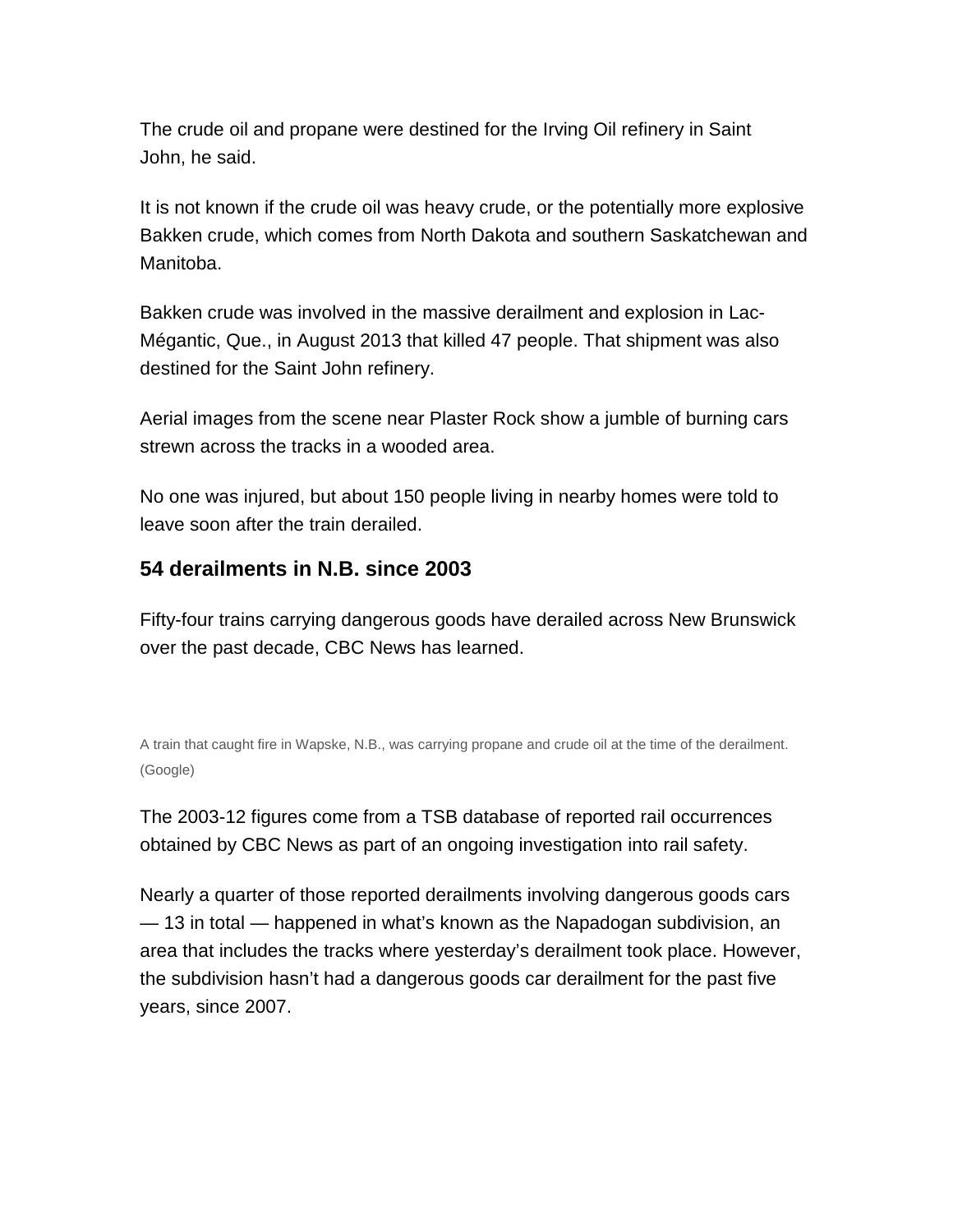The crude oil and propane were destined for the Irving Oil refinery in Saint John, he said.

It is not known if the crude oil was heavy crude, or the potentially more explosive Bakken crude, which comes from North Dakota and southern Saskatchewan and Manitoba.

Bakken crude was involved in the massive derailment and explosion in Lac-Mégantic, Que., in August 2013 that killed 47 people. That shipment was also destined for the Saint John refinery.

Aerial images from the scene near Plaster Rock show a jumble of burning cars strewn across the tracks in a wooded area.

No one was injured, but about 150 people living in nearby homes were told to leave soon after the train derailed.

## 54 derailments in N.B. since 2003

Fifty-four trains carrying dangerous goods have derailed across New Brunswick over the past decade, CBC News has learned.

A train that caught fire in Wapske, N.B., was carrying propane and crude oil at the time of the derailment. (Google)

The 2003-12 figures come from a TSB database of reported rail occurrences obtained by CBC News as part of an ongoing investigation into rail safety.

Nearly a quarter of those reported derailments involving dangerous goods cars — 13 in total — happened in what's known as the Napadogan subdivision, an area that includes the tracks where yesterday's derailment took place. However, the subdivision hasn't had a dangerous goods car derailment for the past five years, since 2007.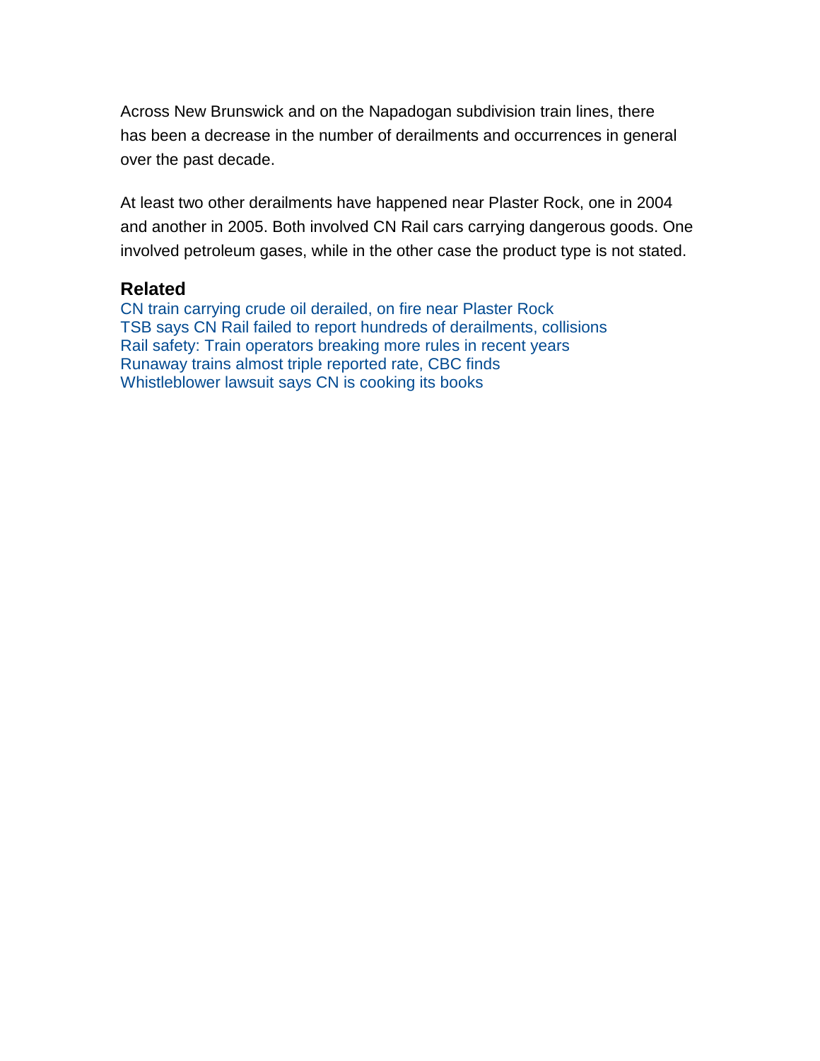Across New Brunswick and on the Napadogan subdivision train lines, there has been a decrease in the number of derailments and occurrences in general over the past decade.

At least two other derailments have happened near Plaster Rock, one in 2004 and another in 2005. Both involved CN Rail cars carrying dangerous goods. One involved petroleum gases, while in the other case the product type is not stated.

## Related

CN train carrying crude oil derailed, on fire near Plaster Rock
TSB says CN Rail failed to report hundreds of derailments, collisions
Rail safety: Train operators breaking more rules in recent years
Runaway trains almost triple reported rate, CBC finds
Whistleblower lawsuit says CN is cooking its books